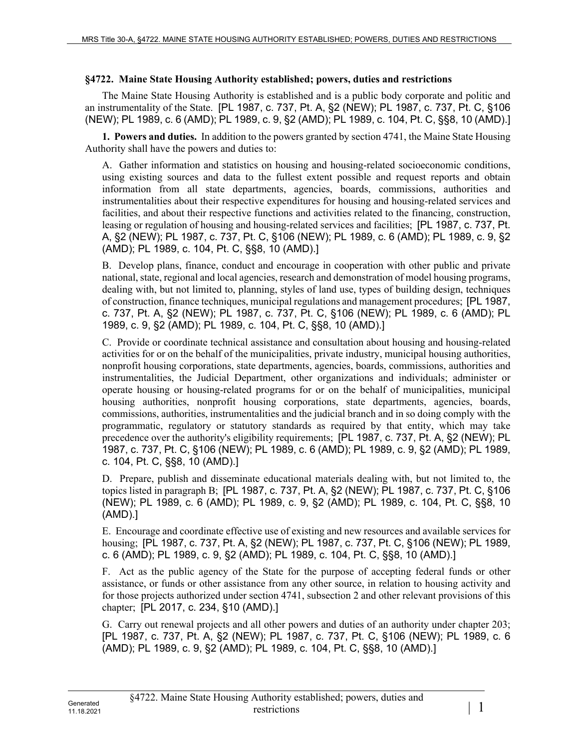## §4722. Maine State Housing Authority established; powers, duties and restrictions

The Maine State Housing Authority is established and is a public body corporate and politic and an instrumentality of the State. [PL 1987, c. 737, Pt. A, §2 (NEW); PL 1987, c. 737, Pt. C, §106 (NEW); PL 1989, c. 6 (AMD); PL 1989, c. 9, §2 (AMD); PL 1989, c. 104, Pt. C, §§8, 10 (AMD).]

**1. Powers and duties.** In addition to the powers granted by section 4741, the Maine State Housing Authority shall have the powers and duties to:

A. Gather information and statistics on housing and housing-related socioeconomic conditions, using existing sources and data to the fullest extent possible and request reports and obtain information from all state departments, agencies, boards, commissions, authorities and instrumentalities about their respective expenditures for housing and housing-related services and facilities, and about their respective functions and activities related to the financing, construction, leasing or regulation of housing and housing-related services and facilities; [PL 1987, c. 737, Pt. A, §2 (NEW); PL 1987, c. 737, Pt. C, §106 (NEW); PL 1989, c. 6 (AMD); PL 1989, c. 9, §2 (AMD); PL 1989, c. 104, Pt. C, §§8, 10 (AMD).]

B. Develop plans, finance, conduct and encourage in cooperation with other public and private national, state, regional and local agencies, research and demonstration of model housing programs, dealing with, but not limited to, planning, styles of land use, types of building design, techniques of construction, finance techniques, municipal regulations and management procedures; [PL 1987, c. 737, Pt. A, §2 (NEW); PL 1987, c. 737, Pt. C, §106 (NEW); PL 1989, c. 6 (AMD); PL 1989, c. 9, §2 (AMD); PL 1989, c. 104, Pt. C, §§8, 10 (AMD).]

C. Provide or coordinate technical assistance and consultation about housing and housing-related activities for or on the behalf of the municipalities, private industry, municipal housing authorities, nonprofit housing corporations, state departments, agencies, boards, commissions, authorities and instrumentalities, the Judicial Department, other organizations and individuals; administer or operate housing or housing-related programs for or on the behalf of municipalities, municipal housing authorities, nonprofit housing corporations, state departments, agencies, boards, commissions, authorities, instrumentalities and the judicial branch and in so doing comply with the programmatic, regulatory or statutory standards as required by that entity, which may take precedence over the authority's eligibility requirements; [PL 1987, c. 737, Pt. A, §2 (NEW); PL 1987, c. 737, Pt. C, §106 (NEW); PL 1989, c. 6 (AMD); PL 1989, c. 9, §2 (AMD); PL 1989, c. 104, Pt. C, §§8, 10 (AMD).]

D. Prepare, publish and disseminate educational materials dealing with, but not limited to, the topics listed in paragraph B; [PL 1987, c. 737, Pt. A, §2 (NEW); PL 1987, c. 737, Pt. C, §106 (NEW); PL 1989, c. 6 (AMD); PL 1989, c. 9, §2 (AMD); PL 1989, c. 104, Pt. C, §§8, 10 (AMD).]

E. Encourage and coordinate effective use of existing and new resources and available services for housing; [PL 1987, c. 737, Pt. A, §2 (NEW); PL 1987, c. 737, Pt. C, §106 (NEW); PL 1989, c. 6 (AMD); PL 1989, c. 9, §2 (AMD); PL 1989, c. 104, Pt. C, §§8, 10 (AMD).]

F. Act as the public agency of the State for the purpose of accepting federal funds or other assistance, or funds or other assistance from any other source, in relation to housing activity and for those projects authorized under section 4741, subsection 2 and other relevant provisions of this chapter; [PL 2017, c. 234, §10 (AMD).]

G. Carry out renewal projects and all other powers and duties of an authority under chapter 203; [PL 1987, c. 737, Pt. A, §2 (NEW); PL 1987, c. 737, Pt. C, §106 (NEW); PL 1989, c. 6 (AMD); PL 1989, c. 9, §2 (AMD); PL 1989, c. 104, Pt. C, §§8, 10 (AMD).]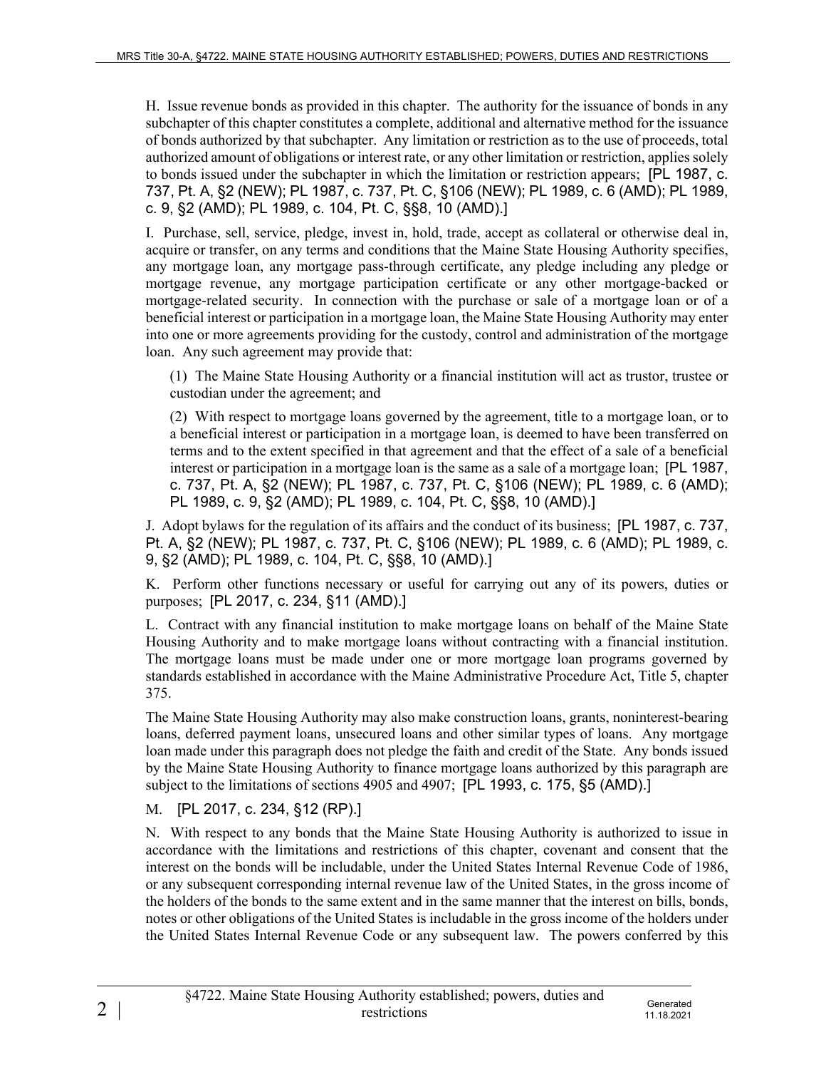H. Issue revenue bonds as provided in this chapter. The authority for the issuance of bonds in any subchapter of this chapter constitutes a complete, additional and alternative method for the issuance of bonds authorized by that subchapter. Any limitation or restriction as to the use of proceeds, total authorized amount of obligations or interest rate, or any other limitation or restriction, applies solely to bonds issued under the subchapter in which the limitation or restriction appears; [PL 1987, c. 737, Pt. A, §2 (NEW); PL 1987, c. 737, Pt. C, §106 (NEW); PL 1989, c. 6 (AMD); PL 1989, c. 9, §2 (AMD); PL 1989, c. 104, Pt. C, §§8, 10 (AMD).]

I. Purchase, sell, service, pledge, invest in, hold, trade, accept as collateral or otherwise deal in, acquire or transfer, on any terms and conditions that the Maine State Housing Authority specifies, any mortgage loan, any mortgage pass-through certificate, any pledge including any pledge or mortgage revenue, any mortgage participation certificate or any other mortgage-backed or mortgage-related security. In connection with the purchase or sale of a mortgage loan or of a beneficial interest or participation in a mortgage loan, the Maine State Housing Authority may enter into one or more agreements providing for the custody, control and administration of the mortgage loan. Any such agreement may provide that:

(1) The Maine State Housing Authority or a financial institution will act as trustor, trustee or custodian under the agreement; and

(2) With respect to mortgage loans governed by the agreement, title to a mortgage loan, or to a beneficial interest or participation in a mortgage loan, is deemed to have been transferred on terms and to the extent specified in that agreement and that the effect of a sale of a beneficial interest or participation in a mortgage loan is the same as a sale of a mortgage loan; [PL 1987, c. 737, Pt. A, §2 (NEW); PL 1987, c. 737, Pt. C, §106 (NEW); PL 1989, c. 6 (AMD); PL 1989, c. 9, §2 (AMD); PL 1989, c. 104, Pt. C, §§8, 10 (AMD).]

J. Adopt bylaws for the regulation of its affairs and the conduct of its business; [PL 1987, c. 737, Pt. A, §2 (NEW); PL 1987, c. 737, Pt. C, §106 (NEW); PL 1989, c. 6 (AMD); PL 1989, c. 9, §2 (AMD); PL 1989, c. 104, Pt. C, §§8, 10 (AMD).]

K. Perform other functions necessary or useful for carrying out any of its powers, duties or purposes; [PL 2017, c. 234, §11 (AMD).]

L. Contract with any financial institution to make mortgage loans on behalf of the Maine State Housing Authority and to make mortgage loans without contracting with a financial institution. The mortgage loans must be made under one or more mortgage loan programs governed by standards established in accordance with the Maine Administrative Procedure Act, Title 5, chapter 375.

The Maine State Housing Authority may also make construction loans, grants, noninterest-bearing loans, deferred payment loans, unsecured loans and other similar types of loans. Any mortgage loan made under this paragraph does not pledge the faith and credit of the State. Any bonds issued by the Maine State Housing Authority to finance mortgage loans authorized by this paragraph are subject to the limitations of sections 4905 and 4907; [PL 1993, c. 175, §5 (AMD).]

M. [PL 2017, c. 234, §12 (RP).]

N. With respect to any bonds that the Maine State Housing Authority is authorized to issue in accordance with the limitations and restrictions of this chapter, covenant and consent that the interest on the bonds will be includable, under the United States Internal Revenue Code of 1986, or any subsequent corresponding internal revenue law of the United States, in the gross income of the holders of the bonds to the same extent and in the same manner that the interest on bills, bonds, notes or other obligations of the United States is includable in the gross income of the holders under the United States Internal Revenue Code or any subsequent law. The powers conferred by this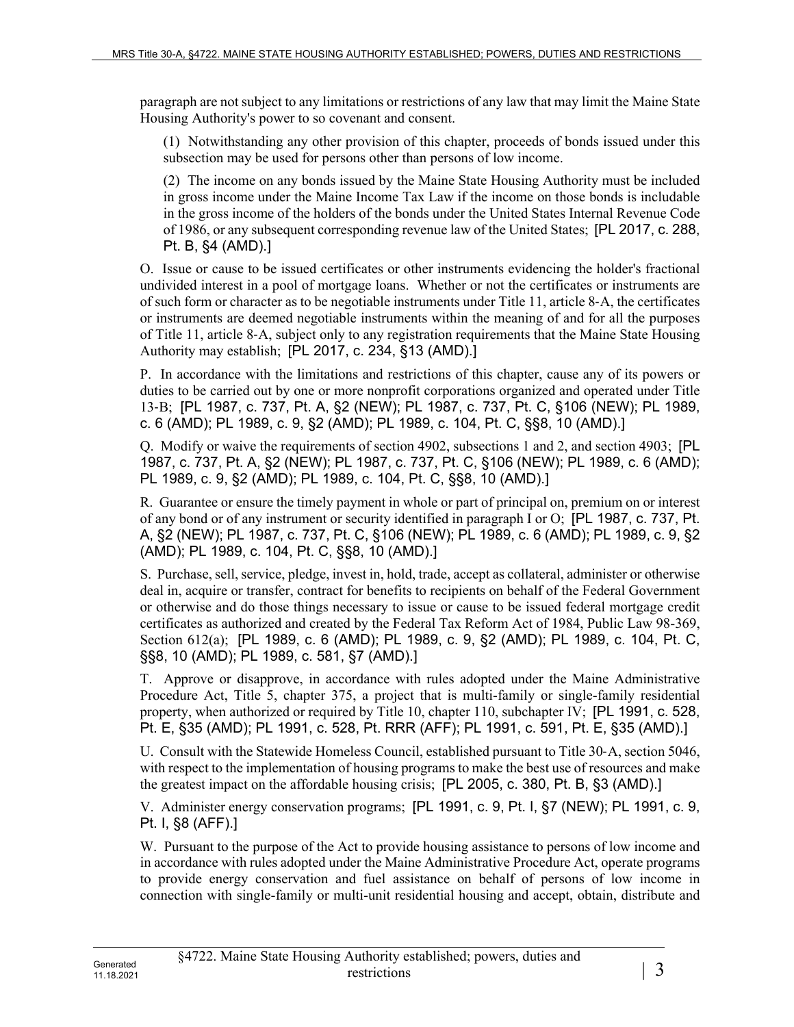paragraph are not subject to any limitations or restrictions of any law that may limit the Maine State Housing Authority's power to so covenant and consent.

(1) Notwithstanding any other provision of this chapter, proceeds of bonds issued under this subsection may be used for persons other than persons of low income.

(2) The income on any bonds issued by the Maine State Housing Authority must be included in gross income under the Maine Income Tax Law if the income on those bonds is includable in the gross income of the holders of the bonds under the United States Internal Revenue Code of 1986, or any subsequent corresponding revenue law of the United States; [PL 2017, c. 288, Pt. B, §4 (AMD).]

O. Issue or cause to be issued certificates or other instruments evidencing the holder's fractional undivided interest in a pool of mortgage loans. Whether or not the certificates or instruments are of such form or character as to be negotiable instruments under Title 11, article 8-A, the certificates or instruments are deemed negotiable instruments within the meaning of and for all the purposes of Title 11, article 8-A, subject only to any registration requirements that the Maine State Housing Authority may establish; [PL 2017, c. 234, §13 (AMD).]

P. In accordance with the limitations and restrictions of this chapter, cause any of its powers or duties to be carried out by one or more nonprofit corporations organized and operated under Title 13-B; [PL 1987, c. 737, Pt. A, §2 (NEW); PL 1987, c. 737, Pt. C, §106 (NEW); PL 1989, c. 6 (AMD); PL 1989, c. 9, §2 (AMD); PL 1989, c. 104, Pt. C, §§8, 10 (AMD).]

Q. Modify or waive the requirements of section 4902, subsections 1 and 2, and section 4903; [PL 1987, c. 737, Pt. A, §2 (NEW); PL 1987, c. 737, Pt. C, §106 (NEW); PL 1989, c. 6 (AMD); PL 1989, c. 9, §2 (AMD); PL 1989, c. 104, Pt. C, §§8, 10 (AMD).]

R. Guarantee or ensure the timely payment in whole or part of principal on, premium on or interest of any bond or of any instrument or security identified in paragraph I or O; [PL 1987, c. 737, Pt. A, §2 (NEW); PL 1987, c. 737, Pt. C, §106 (NEW); PL 1989, c. 6 (AMD); PL 1989, c. 9, §2 (AMD); PL 1989, c. 104, Pt. C, §§8, 10 (AMD).]

S. Purchase, sell, service, pledge, invest in, hold, trade, accept as collateral, administer or otherwise deal in, acquire or transfer, contract for benefits to recipients on behalf of the Federal Government or otherwise and do those things necessary to issue or cause to be issued federal mortgage credit certificates as authorized and created by the Federal Tax Reform Act of 1984, Public Law 98-369, Section 612(a); [PL 1989, c. 6 (AMD); PL 1989, c. 9, §2 (AMD); PL 1989, c. 104, Pt. C, §§8, 10 (AMD); PL 1989, c. 581, §7 (AMD).]

T. Approve or disapprove, in accordance with rules adopted under the Maine Administrative Procedure Act, Title 5, chapter 375, a project that is multi-family or single-family residential property, when authorized or required by Title 10, chapter 110, subchapter IV; [PL 1991, c. 528, Pt. E, §35 (AMD); PL 1991, c. 528, Pt. RRR (AFF); PL 1991, c. 591, Pt. E, §35 (AMD).]

U. Consult with the Statewide Homeless Council, established pursuant to Title 30-A, section 5046, with respect to the implementation of housing programs to make the best use of resources and make the greatest impact on the affordable housing crisis; [PL 2005, c. 380, Pt. B, §3 (AMD).]

V. Administer energy conservation programs; [PL 1991, c. 9, Pt. I, §7 (NEW); PL 1991, c. 9, Pt. I, §8 (AFF).]

W. Pursuant to the purpose of the Act to provide housing assistance to persons of low income and in accordance with rules adopted under the Maine Administrative Procedure Act, operate programs to provide energy conservation and fuel assistance on behalf of persons of low income in connection with single-family or multi-unit residential housing and accept, obtain, distribute and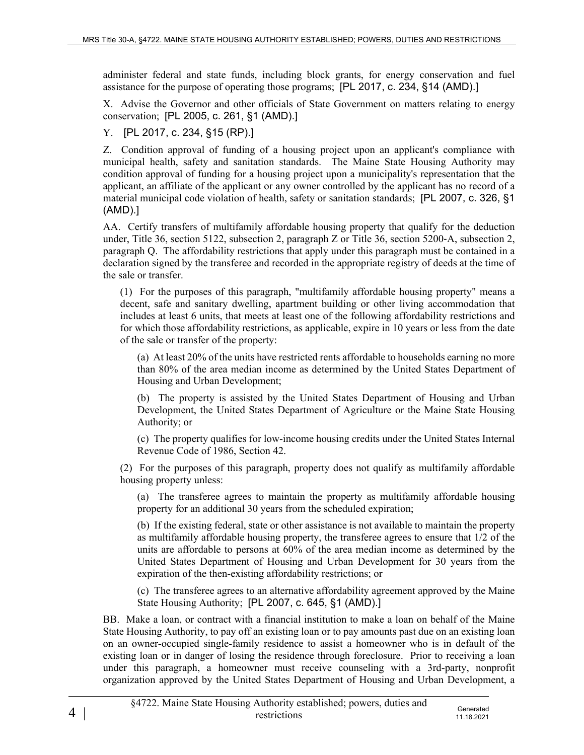administer federal and state funds, including block grants, for energy conservation and fuel assistance for the purpose of operating those programs; [PL 2017, c. 234, §14 (AMD).]

X. Advise the Governor and other officials of State Government on matters relating to energy conservation; [PL 2005, c. 261, §1 (AMD).]

Y. [PL 2017, c. 234, §15 (RP).]

Z. Condition approval of funding of a housing project upon an applicant's compliance with municipal health, safety and sanitation standards. The Maine State Housing Authority may condition approval of funding for a housing project upon a municipality's representation that the applicant, an affiliate of the applicant or any owner controlled by the applicant has no record of a material municipal code violation of health, safety or sanitation standards; [PL 2007, c. 326, §1 (AMD).]

AA. Certify transfers of multifamily affordable housing property that qualify for the deduction under, Title 36, section 5122, subsection 2, paragraph Z or Title 36, section 5200-A, subsection 2, paragraph Q. The affordability restrictions that apply under this paragraph must be contained in a declaration signed by the transferee and recorded in the appropriate registry of deeds at the time of the sale or transfer.

(1) For the purposes of this paragraph, "multifamily affordable housing property" means a decent, safe and sanitary dwelling, apartment building or other living accommodation that includes at least 6 units, that meets at least one of the following affordability restrictions and for which those affordability restrictions, as applicable, expire in 10 years or less from the date of the sale or transfer of the property:

(a) At least 20% of the units have restricted rents affordable to households earning no more than 80% of the area median income as determined by the United States Department of Housing and Urban Development;

(b) The property is assisted by the United States Department of Housing and Urban Development, the United States Department of Agriculture or the Maine State Housing Authority; or

(c) The property qualifies for low-income housing credits under the United States Internal Revenue Code of 1986, Section 42.

(2) For the purposes of this paragraph, property does not qualify as multifamily affordable housing property unless:

(a) The transferee agrees to maintain the property as multifamily affordable housing property for an additional 30 years from the scheduled expiration;

(b) If the existing federal, state or other assistance is not available to maintain the property as multifamily affordable housing property, the transferee agrees to ensure that 1/2 of the units are affordable to persons at 60% of the area median income as determined by the United States Department of Housing and Urban Development for 30 years from the expiration of the then-existing affordability restrictions; or

(c) The transferee agrees to an alternative affordability agreement approved by the Maine State Housing Authority; [PL 2007, c. 645, §1 (AMD).]

BB. Make a loan, or contract with a financial institution to make a loan on behalf of the Maine State Housing Authority, to pay off an existing loan or to pay amounts past due on an existing loan on an owner-occupied single-family residence to assist a homeowner who is in default of the existing loan or in danger of losing the residence through foreclosure. Prior to receiving a loan under this paragraph, a homeowner must receive counseling with a 3rd-party, nonprofit organization approved by the United States Department of Housing and Urban Development, a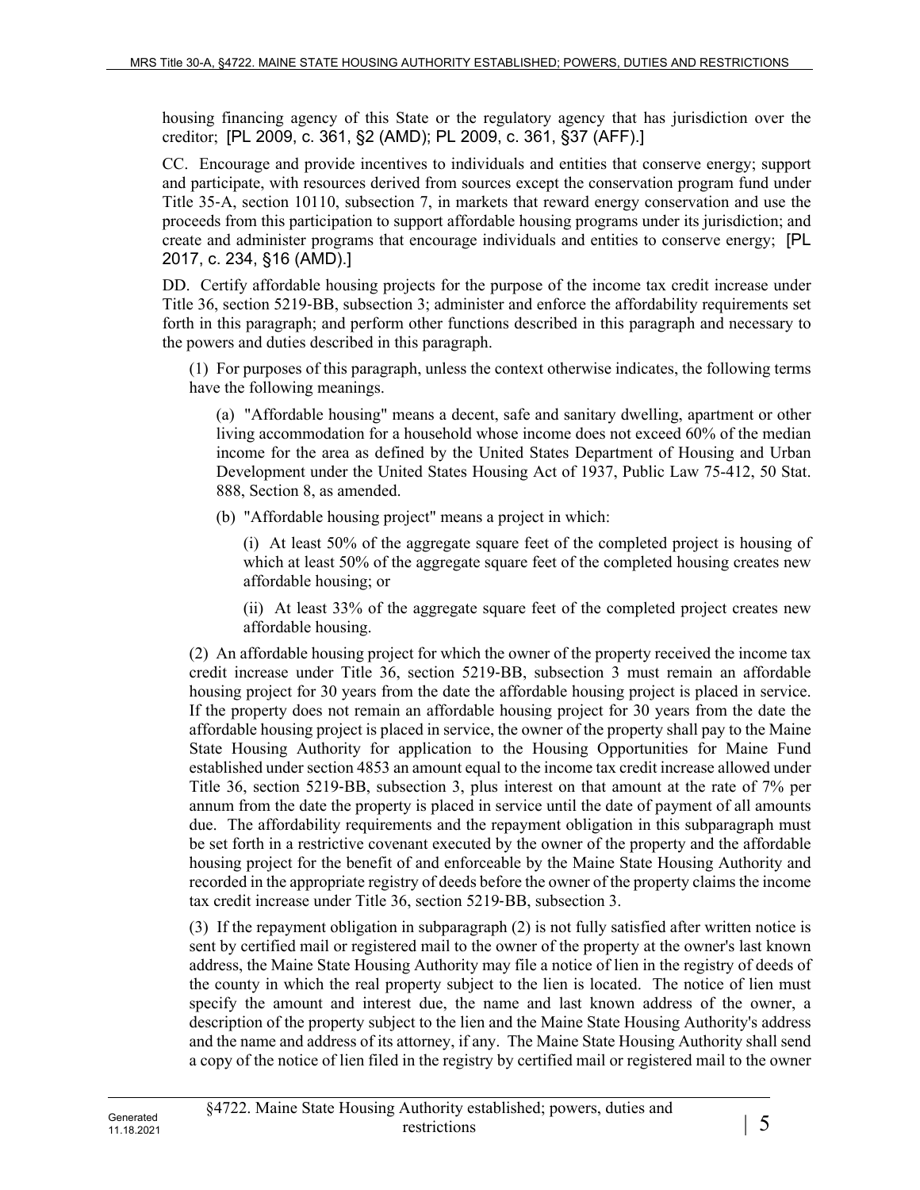housing financing agency of this State or the regulatory agency that has jurisdiction over the creditor; [PL 2009, c. 361, §2 (AMD); PL 2009, c. 361, §37 (AFF).]

CC. Encourage and provide incentives to individuals and entities that conserve energy; support and participate, with resources derived from sources except the conservation program fund under Title 35-A, section 10110, subsection 7, in markets that reward energy conservation and use the proceeds from this participation to support affordable housing programs under its jurisdiction; and create and administer programs that encourage individuals and entities to conserve energy; [PL 2017, c. 234, §16 (AMD).]

DD. Certify affordable housing projects for the purpose of the income tax credit increase under Title 36, section 5219-BB, subsection 3; administer and enforce the affordability requirements set forth in this paragraph; and perform other functions described in this paragraph and necessary to the powers and duties described in this paragraph.

(1) For purposes of this paragraph, unless the context otherwise indicates, the following terms have the following meanings.

(a) "Affordable housing" means a decent, safe and sanitary dwelling, apartment or other living accommodation for a household whose income does not exceed 60% of the median income for the area as defined by the United States Department of Housing and Urban Development under the United States Housing Act of 1937, Public Law 75-412, 50 Stat. 888, Section 8, as amended.

(b) "Affordable housing project" means a project in which:

(i) At least 50% of the aggregate square feet of the completed project is housing of which at least 50% of the aggregate square feet of the completed housing creates new affordable housing; or

(ii) At least 33% of the aggregate square feet of the completed project creates new affordable housing.

(2) An affordable housing project for which the owner of the property received the income tax credit increase under Title 36, section 5219-BB, subsection 3 must remain an affordable housing project for 30 years from the date the affordable housing project is placed in service. If the property does not remain an affordable housing project for 30 years from the date the affordable housing project is placed in service, the owner of the property shall pay to the Maine State Housing Authority for application to the Housing Opportunities for Maine Fund established under section 4853 an amount equal to the income tax credit increase allowed under Title 36, section 5219-BB, subsection 3, plus interest on that amount at the rate of 7% per annum from the date the property is placed in service until the date of payment of all amounts due. The affordability requirements and the repayment obligation in this subparagraph must be set forth in a restrictive covenant executed by the owner of the property and the affordable housing project for the benefit of and enforceable by the Maine State Housing Authority and recorded in the appropriate registry of deeds before the owner of the property claims the income tax credit increase under Title 36, section 5219-BB, subsection 3.

(3) If the repayment obligation in subparagraph (2) is not fully satisfied after written notice is sent by certified mail or registered mail to the owner of the property at the owner's last known address, the Maine State Housing Authority may file a notice of lien in the registry of deeds of the county in which the real property subject to the lien is located. The notice of lien must specify the amount and interest due, the name and last known address of the owner, a description of the property subject to the lien and the Maine State Housing Authority's address and the name and address of its attorney, if any. The Maine State Housing Authority shall send a copy of the notice of lien filed in the registry by certified mail or registered mail to the owner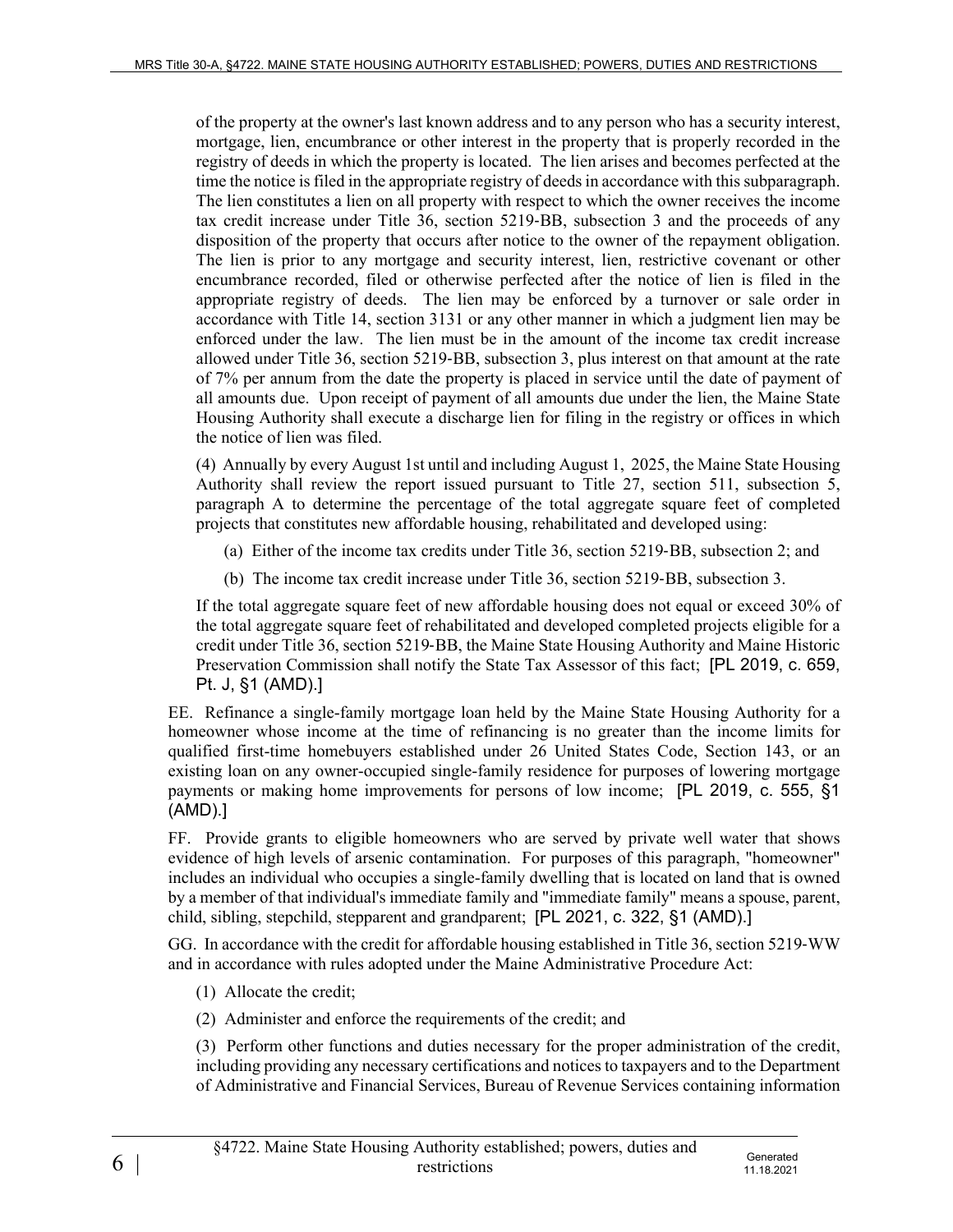of the property at the owner's last known address and to any person who has a security interest, mortgage, lien, encumbrance or other interest in the property that is properly recorded in the registry of deeds in which the property is located. The lien arises and becomes perfected at the time the notice is filed in the appropriate registry of deeds in accordance with this subparagraph. The lien constitutes a lien on all property with respect to which the owner receives the income tax credit increase under Title 36, section 5219-BB, subsection 3 and the proceeds of any disposition of the property that occurs after notice to the owner of the repayment obligation. The lien is prior to any mortgage and security interest, lien, restrictive covenant or other encumbrance recorded, filed or otherwise perfected after the notice of lien is filed in the appropriate registry of deeds. The lien may be enforced by a turnover or sale order in accordance with Title 14, section 3131 or any other manner in which a judgment lien may be enforced under the law. The lien must be in the amount of the income tax credit increase allowed under Title 36, section 5219-BB, subsection 3, plus interest on that amount at the rate of 7% per annum from the date the property is placed in service until the date of payment of all amounts due. Upon receipt of payment of all amounts due under the lien, the Maine State Housing Authority shall execute a discharge lien for filing in the registry or offices in which the notice of lien was filed.

(4) Annually by every August 1st until and including August 1, 2025, the Maine State Housing Authority shall review the report issued pursuant to Title 27, section 511, subsection 5, paragraph A to determine the percentage of the total aggregate square feet of completed projects that constitutes new affordable housing, rehabilitated and developed using:

(a) Either of the income tax credits under Title 36, section 5219-BB, subsection 2; and

(b) The income tax credit increase under Title 36, section 5219-BB, subsection 3.

If the total aggregate square feet of new affordable housing does not equal or exceed 30% of the total aggregate square feet of rehabilitated and developed completed projects eligible for a credit under Title 36, section 5219-BB, the Maine State Housing Authority and Maine Historic Preservation Commission shall notify the State Tax Assessor of this fact; [PL 2019, c. 659, Pt. J, §1 (AMD).]

EE. Refinance a single-family mortgage loan held by the Maine State Housing Authority for a homeowner whose income at the time of refinancing is no greater than the income limits for qualified first-time homebuyers established under 26 United States Code, Section 143, or an existing loan on any owner-occupied single-family residence for purposes of lowering mortgage payments or making home improvements for persons of low income; [PL 2019, c. 555, §1 (AMD).]

FF. Provide grants to eligible homeowners who are served by private well water that shows evidence of high levels of arsenic contamination. For purposes of this paragraph, "homeowner" includes an individual who occupies a single-family dwelling that is located on land that is owned by a member of that individual's immediate family and "immediate family" means a spouse, parent, child, sibling, stepchild, stepparent and grandparent; [PL 2021, c. 322, §1 (AMD).]

GG. In accordance with the credit for affordable housing established in Title 36, section 5219-WW and in accordance with rules adopted under the Maine Administrative Procedure Act:

(1) Allocate the credit;

(2) Administer and enforce the requirements of the credit; and

(3) Perform other functions and duties necessary for the proper administration of the credit, including providing any necessary certifications and notices to taxpayers and to the Department of Administrative and Financial Services, Bureau of Revenue Services containing information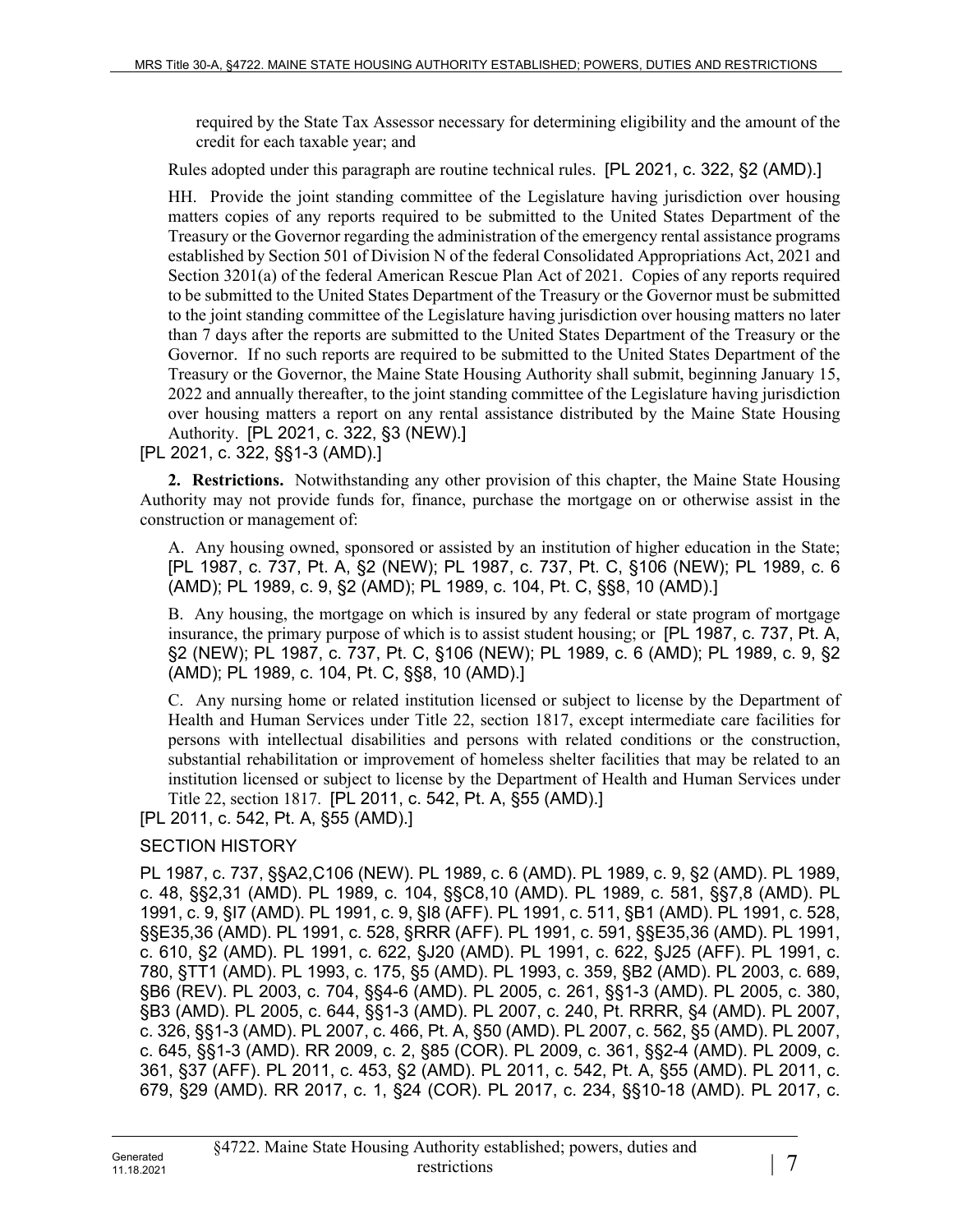required by the State Tax Assessor necessary for determining eligibility and the amount of the credit for each taxable year; and

Rules adopted under this paragraph are routine technical rules. [PL 2021, c. 322, §2 (AMD).]

HH. Provide the joint standing committee of the Legislature having jurisdiction over housing matters copies of any reports required to be submitted to the United States Department of the Treasury or the Governor regarding the administration of the emergency rental assistance programs established by Section 501 of Division N of the federal Consolidated Appropriations Act, 2021 and Section 3201(a) of the federal American Rescue Plan Act of 2021. Copies of any reports required to be submitted to the United States Department of the Treasury or the Governor must be submitted to the joint standing committee of the Legislature having jurisdiction over housing matters no later than 7 days after the reports are submitted to the United States Department of the Treasury or the Governor. If no such reports are required to be submitted to the United States Department of the Treasury or the Governor, the Maine State Housing Authority shall submit, beginning January 15, 2022 and annually thereafter, to the joint standing committee of the Legislature having jurisdiction over housing matters a report on any rental assistance distributed by the Maine State Housing Authority. [PL 2021, c. 322, §3 (NEW).]

[PL 2021, c. 322, §§1-3 (AMD).]

**2. Restrictions.** Notwithstanding any other provision of this chapter, the Maine State Housing Authority may not provide funds for, finance, purchase the mortgage on or otherwise assist in the construction or management of:

A. Any housing owned, sponsored or assisted by an institution of higher education in the State; [PL 1987, c. 737, Pt. A, §2 (NEW); PL 1987, c. 737, Pt. C, §106 (NEW); PL 1989, c. 6 (AMD); PL 1989, c. 9, §2 (AMD); PL 1989, c. 104, Pt. C, §§8, 10 (AMD).]

B. Any housing, the mortgage on which is insured by any federal or state program of mortgage insurance, the primary purpose of which is to assist student housing; or [PL 1987, c. 737, Pt. A, §2 (NEW); PL 1987, c. 737, Pt. C, §106 (NEW); PL 1989, c. 6 (AMD); PL 1989, c. 9, §2 (AMD); PL 1989, c. 104, Pt. C, §§8, 10 (AMD).]

C. Any nursing home or related institution licensed or subject to license by the Department of Health and Human Services under Title 22, section 1817, except intermediate care facilities for persons with intellectual disabilities and persons with related conditions or the construction, substantial rehabilitation or improvement of homeless shelter facilities that may be related to an institution licensed or subject to license by the Department of Health and Human Services under Title 22, section 1817. [PL 2011, c. 542, Pt. A, §55 (AMD).]

[PL 2011, c. 542, Pt. A, §55 (AMD).]

SECTION HISTORY

PL 1987, c. 737, §§A2,C106 (NEW). PL 1989, c. 6 (AMD). PL 1989, c. 9, §2 (AMD). PL 1989, c. 48, §§2,31 (AMD). PL 1989, c. 104, §§C8,10 (AMD). PL 1989, c. 581, §§7,8 (AMD). PL 1991, c. 9, §I7 (AMD). PL 1991, c. 9, §I8 (AFF). PL 1991, c. 511, §B1 (AMD). PL 1991, c. 528, §§E35,36 (AMD). PL 1991, c. 528, §RRR (AFF). PL 1991, c. 591, §§E35,36 (AMD). PL 1991, c. 610, §2 (AMD). PL 1991, c. 622, §J20 (AMD). PL 1991, c. 622, §J25 (AFF). PL 1991, c. 780, §TT1 (AMD). PL 1993, c. 175, §5 (AMD). PL 1993, c. 359, §B2 (AMD). PL 2003, c. 689, §B6 (REV). PL 2003, c. 704, §§4-6 (AMD). PL 2005, c. 261, §§1-3 (AMD). PL 2005, c. 380, §B3 (AMD). PL 2005, c. 644, §§1-3 (AMD). PL 2007, c. 240, Pt. RRRR, §4 (AMD). PL 2007, c. 326, §§1-3 (AMD). PL 2007, c. 466, Pt. A, §50 (AMD). PL 2007, c. 562, §5 (AMD). PL 2007, c. 645, §§1-3 (AMD). RR 2009, c. 2, §85 (COR). PL 2009, c. 361, §§2-4 (AMD). PL 2009, c. 361, §37 (AFF). PL 2011, c. 453, §2 (AMD). PL 2011, c. 542, Pt. A, §55 (AMD). PL 2011, c. 679, §29 (AMD). RR 2017, c. 1, §24 (COR). PL 2017, c. 234, §§10-18 (AMD). PL 2017, c.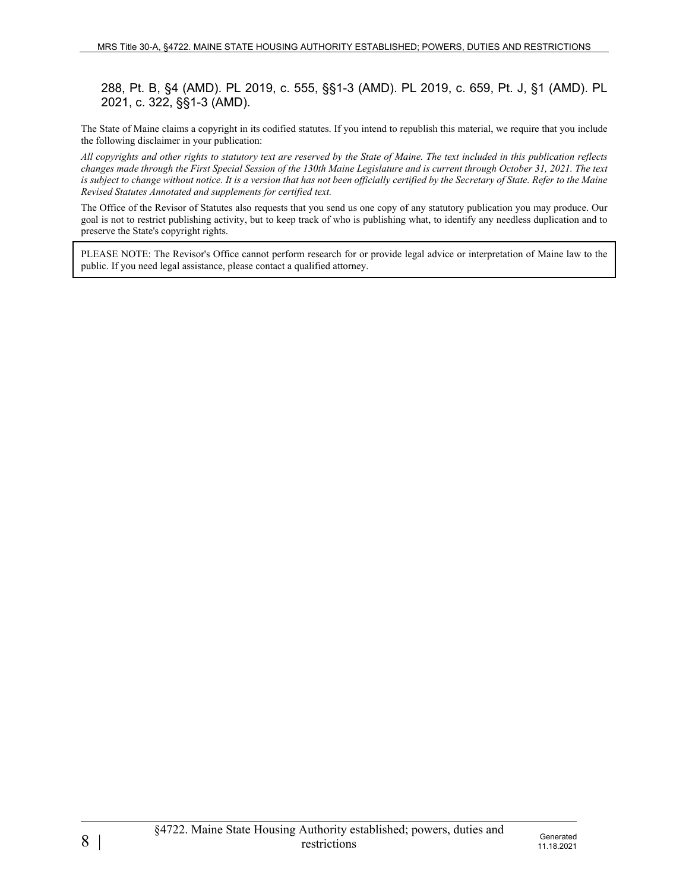288, Pt. B, §4 (AMD). PL 2019, c. 555, §§1-3 (AMD). PL 2019, c. 659, Pt. J, §1 (AMD). PL 2021, c. 322, §§1-3 (AMD).

The State of Maine claims a copyright in its codified statutes. If you intend to republish this material, we require that you include the following disclaimer in your publication:

*All copyrights and other rights to statutory text are reserved by the State of Maine. The text included in this publication reflects changes made through the First Special Session of the 130th Maine Legislature and is current through October 31, 2021. The text is subject to change without notice. It is a version that has not been officially certified by the Secretary of State. Refer to the Maine Revised Statutes Annotated and supplements for certified text.*

The Office of the Revisor of Statutes also requests that you send us one copy of any statutory publication you may produce. Our goal is not to restrict publishing activity, but to keep track of who is publishing what, to identify any needless duplication and to preserve the State's copyright rights.

PLEASE NOTE: The Revisor's Office cannot perform research for or provide legal advice or interpretation of Maine law to the public. If you need legal assistance, please contact a qualified attorney.